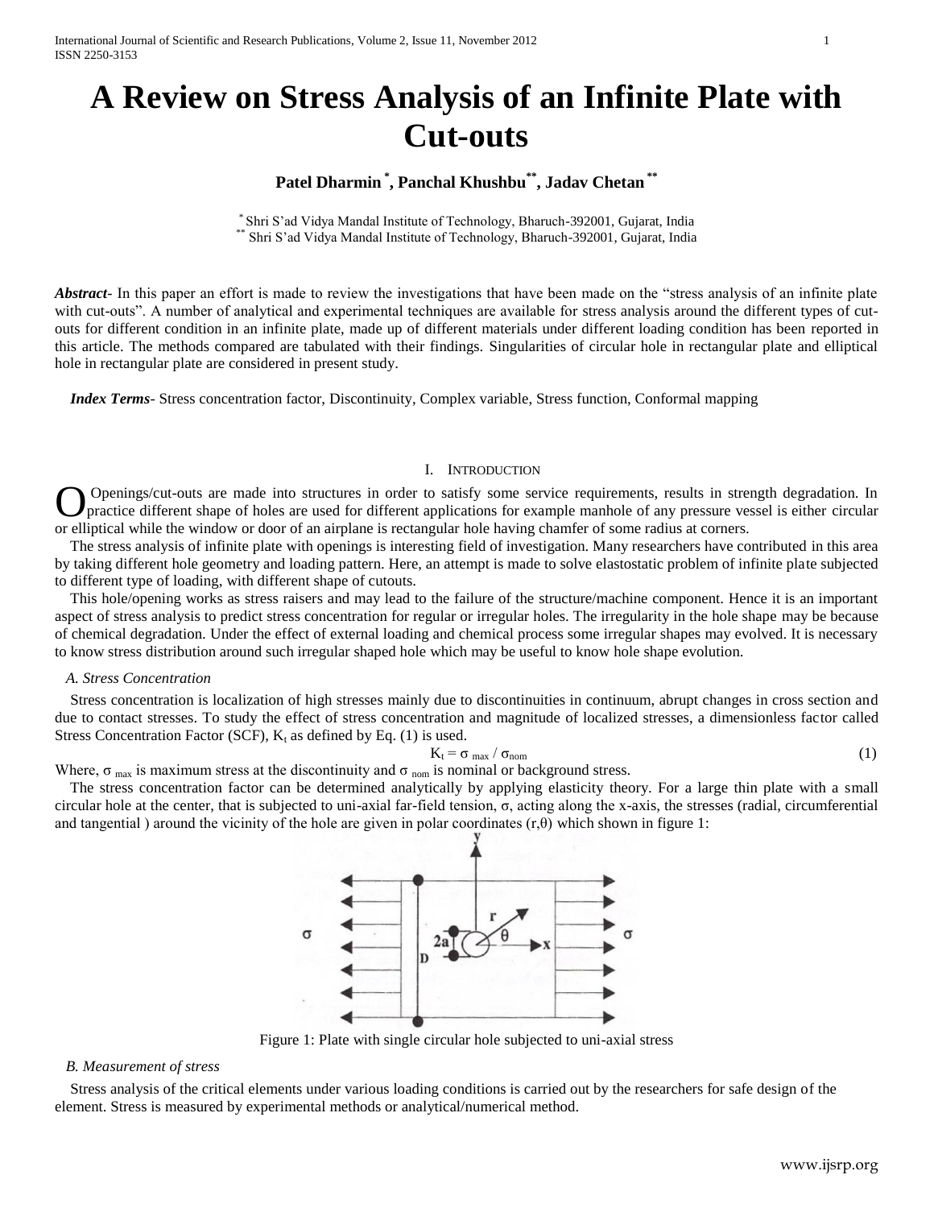# A Review on Stress Analysis of an Infinite Plate with Cut-outs

**Patel Dharmin [*], Panchal Khushbu [**], Jadav Chetan [**]**

[*] Shri S'ad Vidya Mandal Institute of Technology, Bharuch-392001, Gujarat, India
[**] Shri S'ad Vidya Mandal Institute of Technology, Bharuch-392001, Gujarat, India

***Abstract***- In this paper an effort is made to review the investigations that have been made on the "stress analysis of an infinite plate with cut-outs". A number of analytical and experimental techniques are available for stress analysis around the different types of cut-outs for different condition in an infinite plate, made up of different materials under different loading condition has been reported in this article. The methods compared are tabulated with their findings. Singularities of circular hole in rectangular plate and elliptical hole in rectangular plate are considered in present study.

***Index Terms***- Stress concentration factor, Discontinuity, Complex variable, Stress function, Conformal mapping

## I. Introduction

Openings/cut-outs are made into structures in order to satisfy some service requirements, results in strength degradation. In practice different shape of holes are used for different applications for example manhole of any pressure vessel is either circular or elliptical while the window or door of an airplane is rectangular hole having chamfer of some radius at corners.

The stress analysis of infinite plate with openings is interesting field of investigation. Many researchers have contributed in this area by taking different hole geometry and loading pattern. Here, an attempt is made to solve elastostatic problem of infinite plate subjected to different type of loading, with different shape of cutouts.

This hole/opening works as stress raisers and may lead to the failure of the structure/machine component. Hence it is an important aspect of stress analysis to predict stress concentration for regular or irregular holes. The irregularity in the hole shape may be because of chemical degradation. Under the effect of external loading and chemical process some irregular shapes may evolved. It is necessary to know stress distribution around such irregular shaped hole which may be useful to know hole shape evolution.

### A. Stress Concentration

Stress concentration is localization of high stresses mainly due to discontinuities in continuum, abrupt changes in cross section and due to contact stresses. To study the effect of stress concentration and magnitude of localized stresses, a dimensionless factor called Stress Concentration Factor (SCF), $K_t$ as defined by Eq. (1) is used.

$$K_t = \sigma_{max} / \sigma_{nom} \tag{1}$$

Where, $\sigma_{max}$ is maximum stress at the discontinuity and $\sigma_{nom}$ is nominal or background stress.

The stress concentration factor can be determined analytically by applying elasticity theory. For a large thin plate with a small circular hole at the center, that is subjected to uni-axial far-field tension, $\sigma$, acting along the x-axis, the stresses (radial, circumferential and tangential ) around the vicinity of the hole are given in polar coordinates $(r,\theta)$ which shown in figure 1:

Figure 1: Plate with single circular hole subjected to uni-axial stress

### B. Measurement of stress

Stress analysis of the critical elements under various loading conditions is carried out by the researchers for safe design of the element. Stress is measured by experimental methods or analytical/numerical method.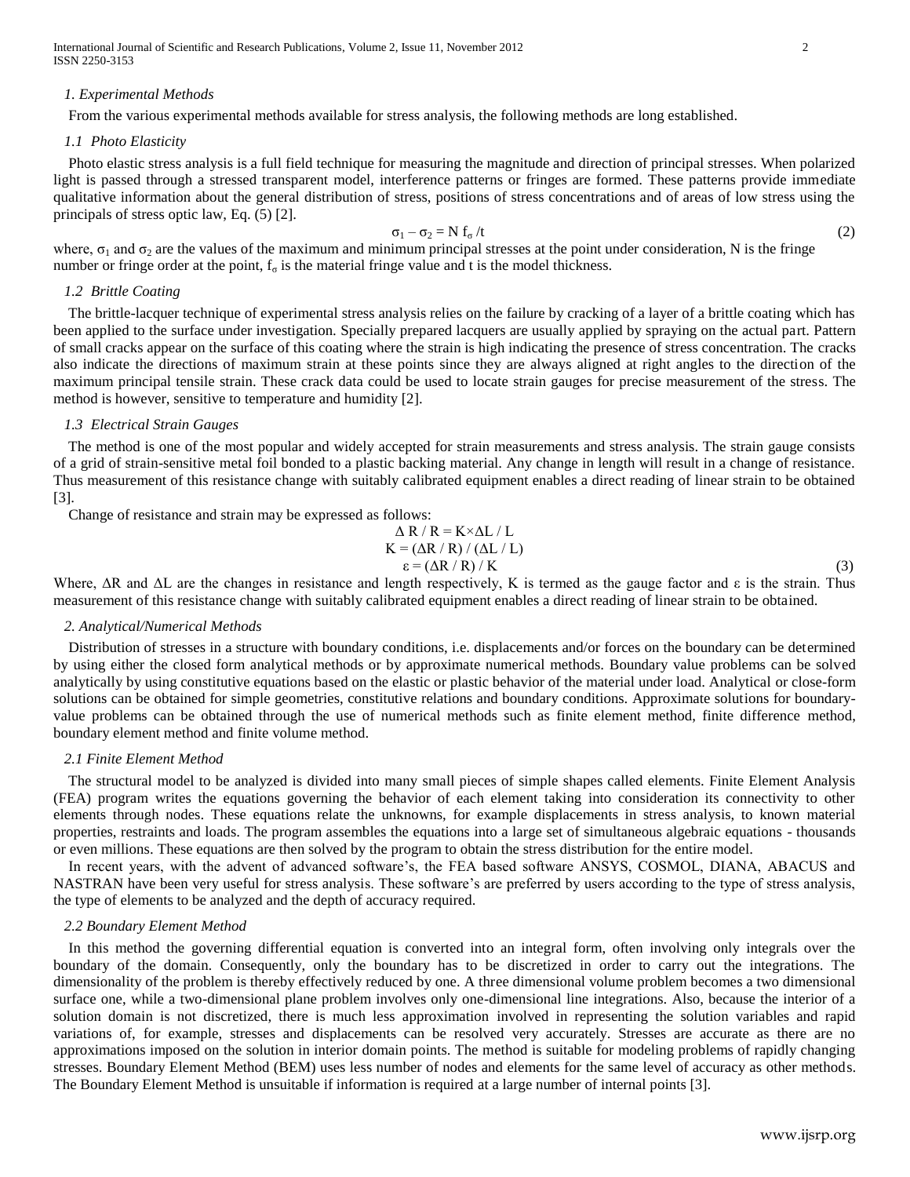### *1. Experimental Methods*

From the various experimental methods available for stress analysis, the following methods are long established.

#### *1.1 Photo Elasticity*

Photo elastic stress analysis is a full field technique for measuring the magnitude and direction of principal stresses. When polarized light is passed through a stressed transparent model, interference patterns or fringes are formed. These patterns provide immediate qualitative information about the general distribution of stress, positions of stress concentrations and of areas of low stress using the principals of stress optic law, Eq. (5) [2].

$$\sigma_1 - \sigma_2 = N\, f_\sigma / t \tag{2}$$

where, $\sigma_1$ and $\sigma_2$ are the values of the maximum and minimum principal stresses at the point under consideration, N is the fringe number or fringe order at the point, $f_\sigma$ is the material fringe value and t is the model thickness.

#### *1.2 Brittle Coating*

The brittle-lacquer technique of experimental stress analysis relies on the failure by cracking of a layer of a brittle coating which has been applied to the surface under investigation. Specially prepared lacquers are usually applied by spraying on the actual part. Pattern of small cracks appear on the surface of this coating where the strain is high indicating the presence of stress concentration. The cracks also indicate the directions of maximum strain at these points since they are always aligned at right angles to the direction of the maximum principal tensile strain. These crack data could be used to locate strain gauges for precise measurement of the stress. The method is however, sensitive to temperature and humidity [2].

#### *1.3 Electrical Strain Gauges*

The method is one of the most popular and widely accepted for strain measurements and stress analysis. The strain gauge consists of a grid of strain-sensitive metal foil bonded to a plastic backing material. Any change in length will result in a change of resistance. Thus measurement of this resistance change with suitably calibrated equipment enables a direct reading of linear strain to be obtained [3].

Change of resistance and strain may be expressed as follows:

$$\Delta R / R = K \times \Delta L / L$$
$$K = (\Delta R / R) / (\Delta L / L)$$
$$\varepsilon = (\Delta R / R) / K \tag{3}$$

Where, $\Delta R$ and $\Delta L$ are the changes in resistance and length respectively, K is termed as the gauge factor and $\varepsilon$ is the strain. Thus measurement of this resistance change with suitably calibrated equipment enables a direct reading of linear strain to be obtained.

### *2. Analytical/Numerical Methods*

Distribution of stresses in a structure with boundary conditions, i.e. displacements and/or forces on the boundary can be determined by using either the closed form analytical methods or by approximate numerical methods. Boundary value problems can be solved analytically by using constitutive equations based on the elastic or plastic behavior of the material under load. Analytical or close-form solutions can be obtained for simple geometries, constitutive relations and boundary conditions. Approximate solutions for boundary-value problems can be obtained through the use of numerical methods such as finite element method, finite difference method, boundary element method and finite volume method.

#### *2.1 Finite Element Method*

The structural model to be analyzed is divided into many small pieces of simple shapes called elements. Finite Element Analysis (FEA) program writes the equations governing the behavior of each element taking into consideration its connectivity to other elements through nodes. These equations relate the unknowns, for example displacements in stress analysis, to known material properties, restraints and loads. The program assembles the equations into a large set of simultaneous algebraic equations - thousands or even millions. These equations are then solved by the program to obtain the stress distribution for the entire model.

In recent years, with the advent of advanced software's, the FEA based software ANSYS, COSMOL, DIANA, ABACUS and NASTRAN have been very useful for stress analysis. These software's are preferred by users according to the type of stress analysis, the type of elements to be analyzed and the depth of accuracy required.

#### *2.2 Boundary Element Method*

In this method the governing differential equation is converted into an integral form, often involving only integrals over the boundary of the domain. Consequently, only the boundary has to be discretized in order to carry out the integrations. The dimensionality of the problem is thereby effectively reduced by one. A three dimensional volume problem becomes a two dimensional surface one, while a two-dimensional plane problem involves only one-dimensional line integrations. Also, because the interior of a solution domain is not discretized, there is much less approximation involved in representing the solution variables and rapid variations of, for example, stresses and displacements can be resolved very accurately. Stresses are accurate as there are no approximations imposed on the solution in interior domain points. The method is suitable for modeling problems of rapidly changing stresses. Boundary Element Method (BEM) uses less number of nodes and elements for the same level of accuracy as other methods. The Boundary Element Method is unsuitable if information is required at a large number of internal points [3].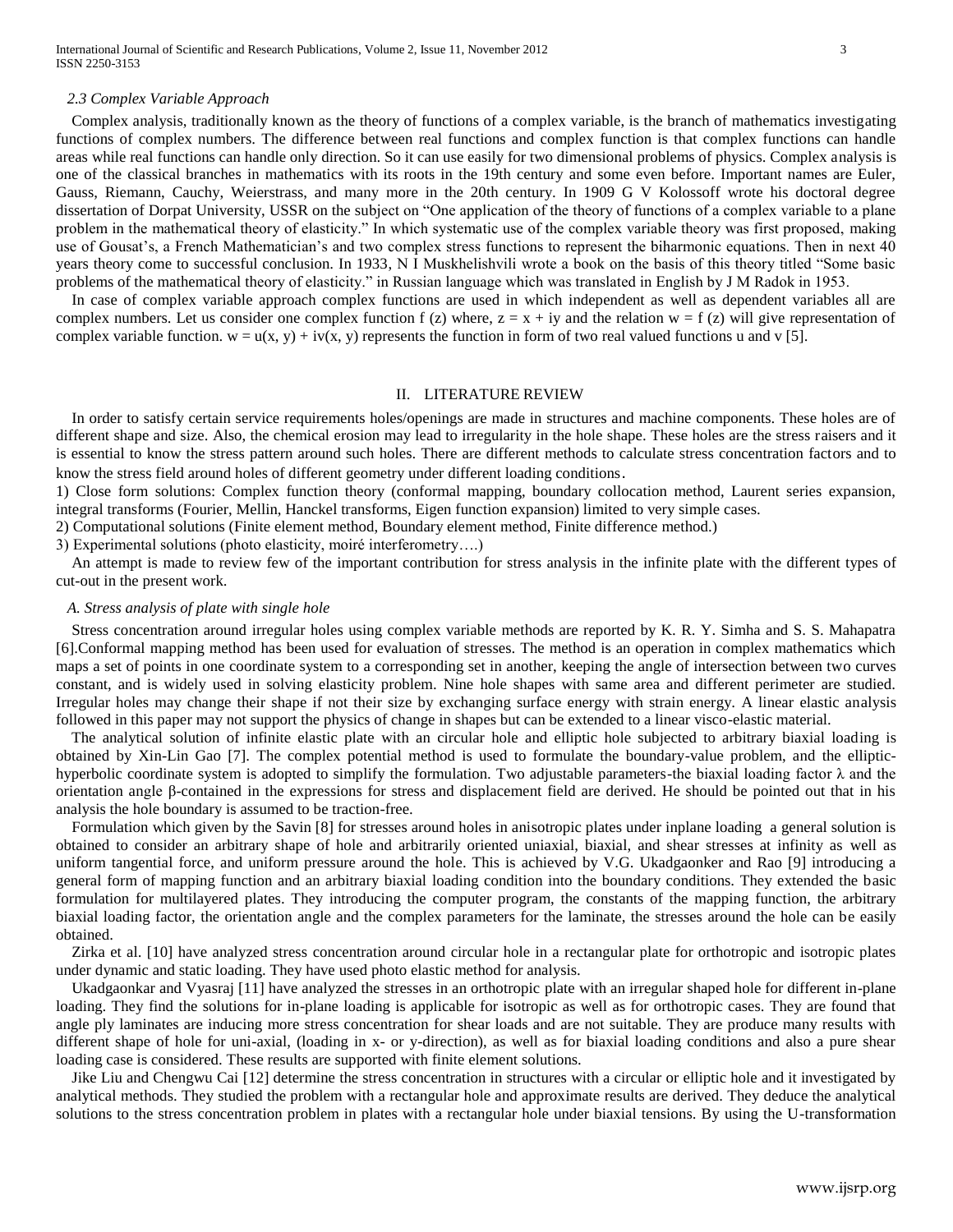*2.3 Complex Variable Approach*

Complex analysis, traditionally known as the theory of functions of a complex variable, is the branch of mathematics investigating functions of complex numbers. The difference between real functions and complex function is that complex functions can handle areas while real functions can handle only direction. So it can use easily for two dimensional problems of physics. Complex analysis is one of the classical branches in mathematics with its roots in the 19th century and some even before. Important names are Euler, Gauss, Riemann, Cauchy, Weierstrass, and many more in the 20th century. In 1909 G V Kolossoff wrote his doctoral degree dissertation of Dorpat University, USSR on the subject on "One application of the theory of functions of a complex variable to a plane problem in the mathematical theory of elasticity." In which systematic use of the complex variable theory was first proposed, making use of Gousat's, a French Mathematician's and two complex stress functions to represent the biharmonic equations. Then in next 40 years theory come to successful conclusion. In 1933, N I Muskhelishvili wrote a book on the basis of this theory titled "Some basic problems of the mathematical theory of elasticity." in Russian language which was translated in English by J M Radok in 1953.

In case of complex variable approach complex functions are used in which independent as well as dependent variables all are complex numbers. Let us consider one complex function f (z) where, $z = x + iy$ and the relation $w = f(z)$ will give representation of complex variable function. $w = u(x, y) + iv(x, y)$ represents the function in form of two real valued functions u and v [5].

## II. LITERATURE REVIEW

In order to satisfy certain service requirements holes/openings are made in structures and machine components. These holes are of different shape and size. Also, the chemical erosion may lead to irregularity in the hole shape. These holes are the stress raisers and it is essential to know the stress pattern around such holes. There are different methods to calculate stress concentration factors and to know the stress field around holes of different geometry under different loading conditions.

1) Close form solutions: Complex function theory (conformal mapping, boundary collocation method, Laurent series expansion, integral transforms (Fourier, Mellin, Hanckel transforms, Eigen function expansion) limited to very simple cases.
2) Computational solutions (Finite element method, Boundary element method, Finite difference method.)
3) Experimental solutions (photo elasticity, moiré interferometry….)

An attempt is made to review few of the important contribution for stress analysis in the infinite plate with the different types of cut-out in the present work.

*A. Stress analysis of plate with single hole*

Stress concentration around irregular holes using complex variable methods are reported by K. R. Y. Simha and S. S. Mahapatra [6].Conformal mapping method has been used for evaluation of stresses. The method is an operation in complex mathematics which maps a set of points in one coordinate system to a corresponding set in another, keeping the angle of intersection between two curves constant, and is widely used in solving elasticity problem. Nine hole shapes with same area and different perimeter are studied. Irregular holes may change their shape if not their size by exchanging surface energy with strain energy. A linear elastic analysis followed in this paper may not support the physics of change in shapes but can be extended to a linear visco-elastic material.

The analytical solution of infinite elastic plate with an circular hole and elliptic hole subjected to arbitrary biaxial loading is obtained by Xin-Lin Gao [7]. The complex potential method is used to formulate the boundary-value problem, and the elliptic-hyperbolic coordinate system is adopted to simplify the formulation. Two adjustable parameters-the biaxial loading factor λ and the orientation angle β-contained in the expressions for stress and displacement field are derived. He should be pointed out that in his analysis the hole boundary is assumed to be traction-free.

Formulation which given by the Savin [8] for stresses around holes in anisotropic plates under inplane loading a general solution is obtained to consider an arbitrary shape of hole and arbitrarily oriented uniaxial, biaxial, and shear stresses at infinity as well as uniform tangential force, and uniform pressure around the hole. This is achieved by V.G. Ukadgaonker and Rao [9] introducing a general form of mapping function and an arbitrary biaxial loading condition into the boundary conditions. They extended the basic formulation for multilayered plates. They introducing the computer program, the constants of the mapping function, the arbitrary biaxial loading factor, the orientation angle and the complex parameters for the laminate, the stresses around the hole can be easily obtained.

Zirka et al. [10] have analyzed stress concentration around circular hole in a rectangular plate for orthotropic and isotropic plates under dynamic and static loading. They have used photo elastic method for analysis.

Ukadgaonkar and Vyasraj [11] have analyzed the stresses in an orthotropic plate with an irregular shaped hole for different in-plane loading. They find the solutions for in-plane loading is applicable for isotropic as well as for orthotropic cases. They are found that angle ply laminates are inducing more stress concentration for shear loads and are not suitable. They are produce many results with different shape of hole for uni-axial, (loading in x- or y-direction), as well as for biaxial loading conditions and also a pure shear loading case is considered. These results are supported with finite element solutions.

Jike Liu and Chengwu Cai [12] determine the stress concentration in structures with a circular or elliptic hole and it investigated by analytical methods. They studied the problem with a rectangular hole and approximate results are derived. They deduce the analytical solutions to the stress concentration problem in plates with a rectangular hole under biaxial tensions. By using the U-transformation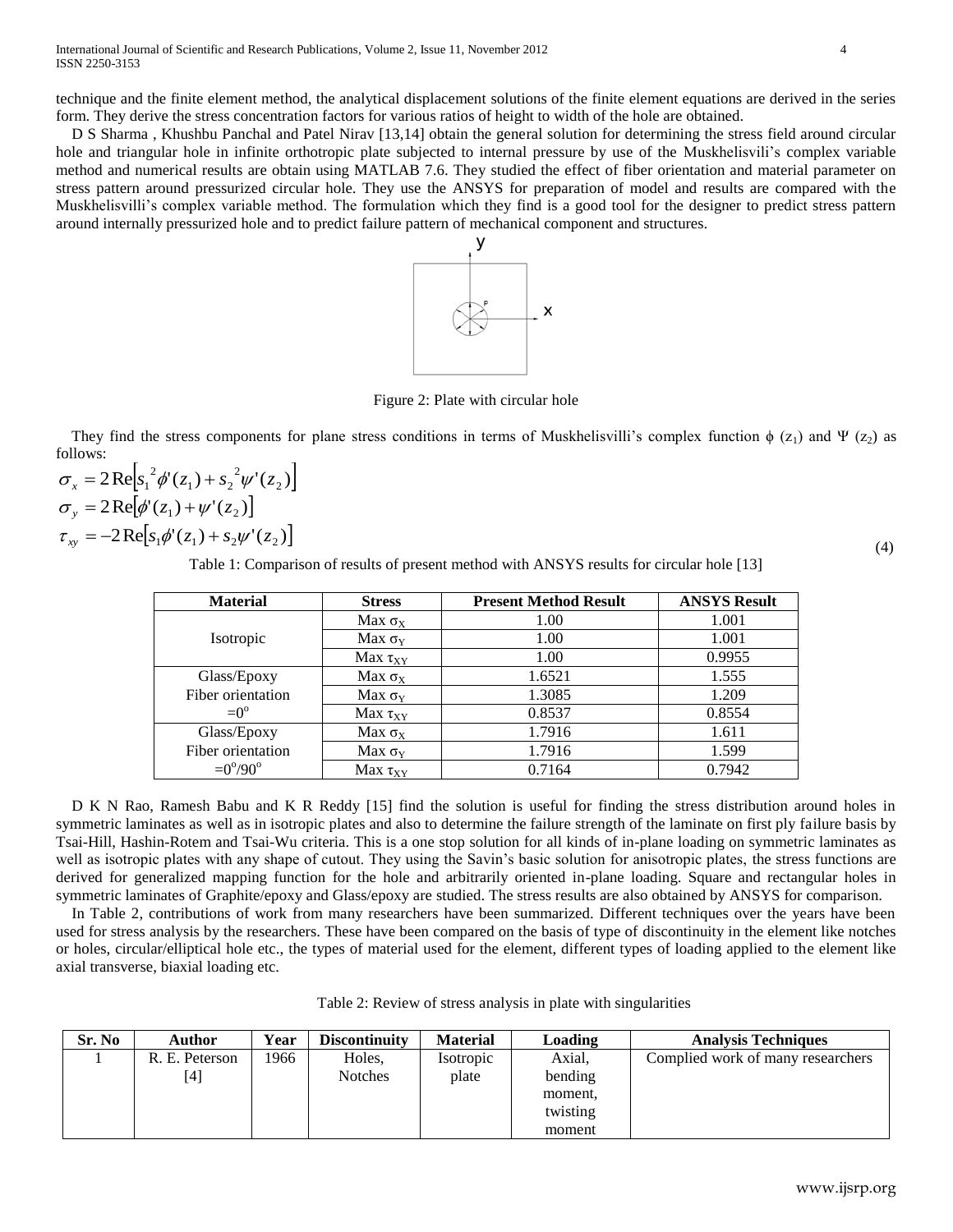technique and the finite element method, the analytical displacement solutions of the finite element equations are derived in the series form. They derive the stress concentration factors for various ratios of height to width of the hole are obtained.

D S Sharma , Khushbu Panchal and Patel Nirav [13,14] obtain the general solution for determining the stress field around circular hole and triangular hole in infinite orthotropic plate subjected to internal pressure by use of the Muskhelisvili's complex variable method and numerical results are obtain using MATLAB 7.6. They studied the effect of fiber orientation and material parameter on stress pattern around pressurized circular hole. They use the ANSYS for preparation of model and results are compared with the Muskhelisvilli's complex variable method. The formulation which they find is a good tool for the designer to predict stress pattern around internally pressurized hole and to predict failure pattern of mechanical component and structures.

Figure 2: Plate with circular hole

They find the stress components for plane stress conditions in terms of Muskhelisvilli's complex function $\phi\ (z_1)$ and $\Psi\ (z_2)$ as follows:

$$\sigma_x = 2\,\mathrm{Re}\left[s_1^{\,2}\phi'(z_1) + s_2^{\,2}\psi'(z_2)\right]$$
$$\sigma_y = 2\,\mathrm{Re}\left[\phi'(z_1) + \psi'(z_2)\right]$$
$$\tau_{xy} = -2\,\mathrm{Re}\left[s_1\phi'(z_1) + s_2\psi'(z_2)\right] \tag{4}$$

Table 1: Comparison of results of present method with ANSYS results for circular hole [13]

| Material | Stress | Present Method Result | ANSYS Result |
|---|---|---|---|
| Isotropic | Max $\sigma_X$ | 1.00 | 1.001 |
| | Max $\sigma_Y$ | 1.00 | 1.001 |
| | Max $\tau_{XY}$ | 1.00 | 0.9955 |
| Glass/Epoxy Fiber orientation $=0^o$ | Max $\sigma_X$ | 1.6521 | 1.555 |
| | Max $\sigma_Y$ | 1.3085 | 1.209 |
| | Max $\tau_{XY}$ | 0.8537 | 0.8554 |
| Glass/Epoxy Fiber orientation $=0^o/90^o$ | Max $\sigma_X$ | 1.7916 | 1.611 |
| | Max $\sigma_Y$ | 1.7916 | 1.599 |
| | Max $\tau_{XY}$ | 0.7164 | 0.7942 |

D K N Rao, Ramesh Babu and K R Reddy [15] find the solution is useful for finding the stress distribution around holes in symmetric laminates as well as in isotropic plates and also to determine the failure strength of the laminate on first ply failure basis by Tsai-Hill, Hashin-Rotem and Tsai-Wu criteria. This is a one stop solution for all kinds of in-plane loading on symmetric laminates as well as isotropic plates with any shape of cutout. They using the Savin's basic solution for anisotropic plates, the stress functions are derived for generalized mapping function for the hole and arbitrarily oriented in-plane loading. Square and rectangular holes in symmetric laminates of Graphite/epoxy and Glass/epoxy are studied. The stress results are also obtained by ANSYS for comparison.

In Table 2, contributions of work from many researchers have been summarized. Different techniques over the years have been used for stress analysis by the researchers. These have been compared on the basis of type of discontinuity in the element like notches or holes, circular/elliptical hole etc., the types of material used for the element, different types of loading applied to the element like axial transverse, biaxial loading etc.

Table 2: Review of stress analysis in plate with singularities

| Sr. No | Author | Year | Discontinuity | Material | Loading | Analysis Techniques |
|---|---|---|---|---|---|---|
| 1 | R. E. Peterson [4] | 1966 | Holes, Notches | Isotropic plate | Axial, bending moment, twisting moment | Complied work of many researchers |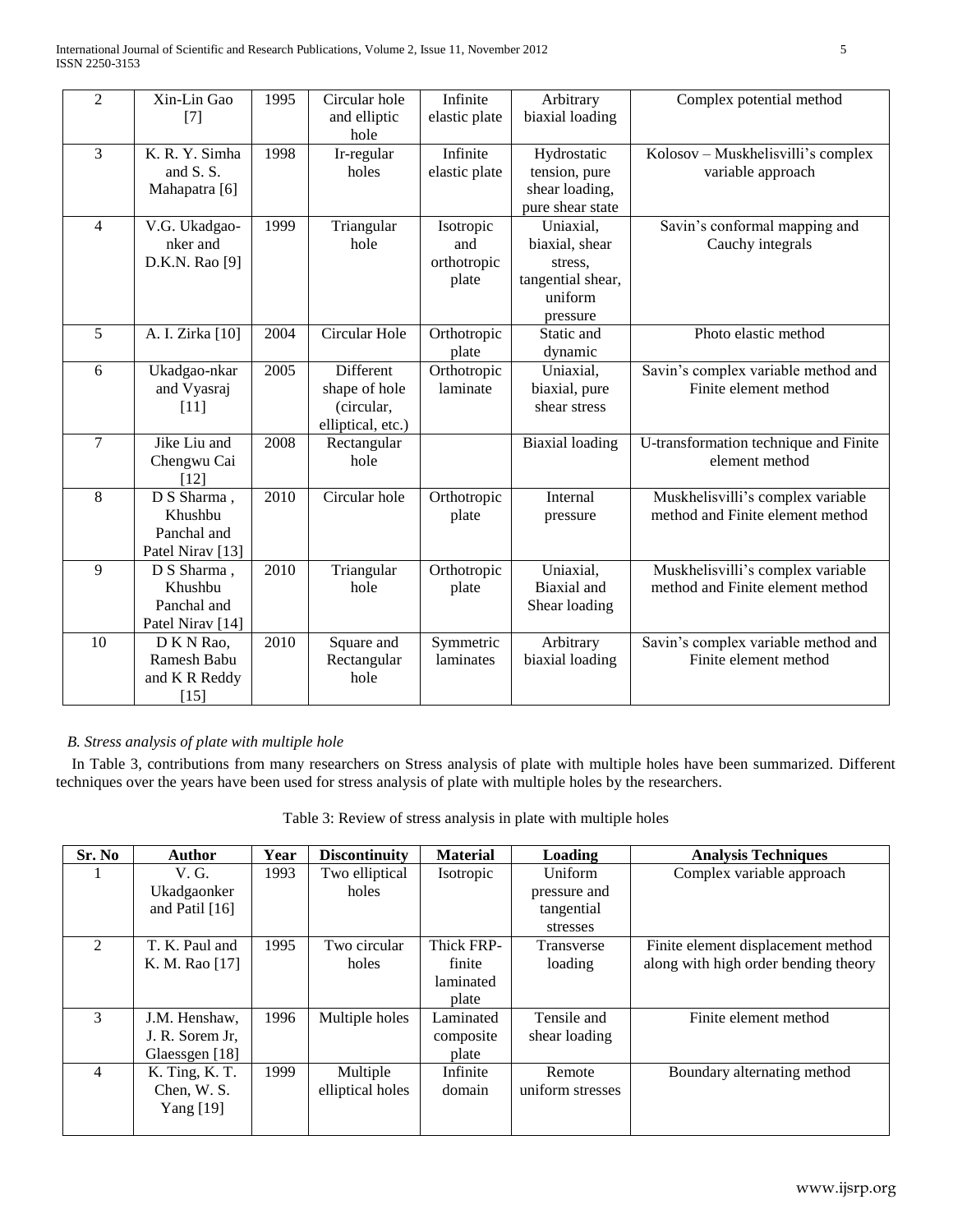| 2 | Xin-Lin Gao [7] | 1995 | Circular hole and elliptic hole | Infinite elastic plate | Arbitrary biaxial loading | Complex potential method |
|---|---|---|---|---|---|---|
| 3 | K. R. Y. Simha and S. S. Mahapatra [6] | 1998 | Ir-regular holes | Infinite elastic plate | Hydrostatic tension, pure shear loading, pure shear state | Kolosov – Muskhelisvilli's complex variable approach |
| 4 | V.G. Ukadgao-nker and D.K.N. Rao [9] | 1999 | Triangular hole | Isotropic and orthotropic plate | Uniaxial, biaxial, shear stress, tangential shear, uniform pressure | Savin's conformal mapping and Cauchy integrals |
| 5 | A. I. Zirka [10] | 2004 | Circular Hole | Orthotropic plate | Static and dynamic | Photo elastic method |
| 6 | Ukadgao-nkar and Vyasraj [11] | 2005 | Different shape of hole (circular, elliptical, etc.) | Orthotropic laminate | Uniaxial, biaxial, pure shear stress | Savin's complex variable method and Finite element method |
| 7 | Jike Liu and Chengwu Cai [12] | 2008 | Rectangular hole | | Biaxial loading | U-transformation technique and Finite element method |
| 8 | D S Sharma , Khushbu Panchal and Patel Nirav [13] | 2010 | Circular hole | Orthotropic plate | Internal pressure | Muskhelisvilli's complex variable method and Finite element method |
| 9 | D S Sharma , Khushbu Panchal and Patel Nirav [14] | 2010 | Triangular hole | Orthotropic plate | Uniaxial, Biaxial and Shear loading | Muskhelisvilli's complex variable method and Finite element method |
| 10 | D K N Rao, Ramesh Babu and K R Reddy [15] | 2010 | Square and Rectangular hole | Symmetric laminates | Arbitrary biaxial loading | Savin's complex variable method and Finite element method |

*B. Stress analysis of plate with multiple hole*

In Table 3, contributions from many researchers on Stress analysis of plate with multiple holes have been summarized. Different techniques over the years have been used for stress analysis of plate with multiple holes by the researchers.

Table 3: Review of stress analysis in plate with multiple holes

| Sr. No | Author | Year | Discontinuity | Material | Loading | Analysis Techniques |
|---|---|---|---|---|---|---|
| 1 | V. G. Ukadgaonker and Patil [16] | 1993 | Two elliptical holes | Isotropic | Uniform pressure and tangential stresses | Complex variable approach |
| 2 | T. K. Paul and K. M. Rao [17] | 1995 | Two circular holes | Thick FRP-finite laminated plate | Transverse loading | Finite element displacement method along with high order bending theory |
| 3 | J.M. Henshaw, J. R. Sorem Jr, Glaessgen [18] | 1996 | Multiple holes | Laminated composite plate | Tensile and shear loading | Finite element method |
| 4 | K. Ting, K. T. Chen, W. S. Yang [19] | 1999 | Multiple elliptical holes | Infinite domain | Remote uniform stresses | Boundary alternating method |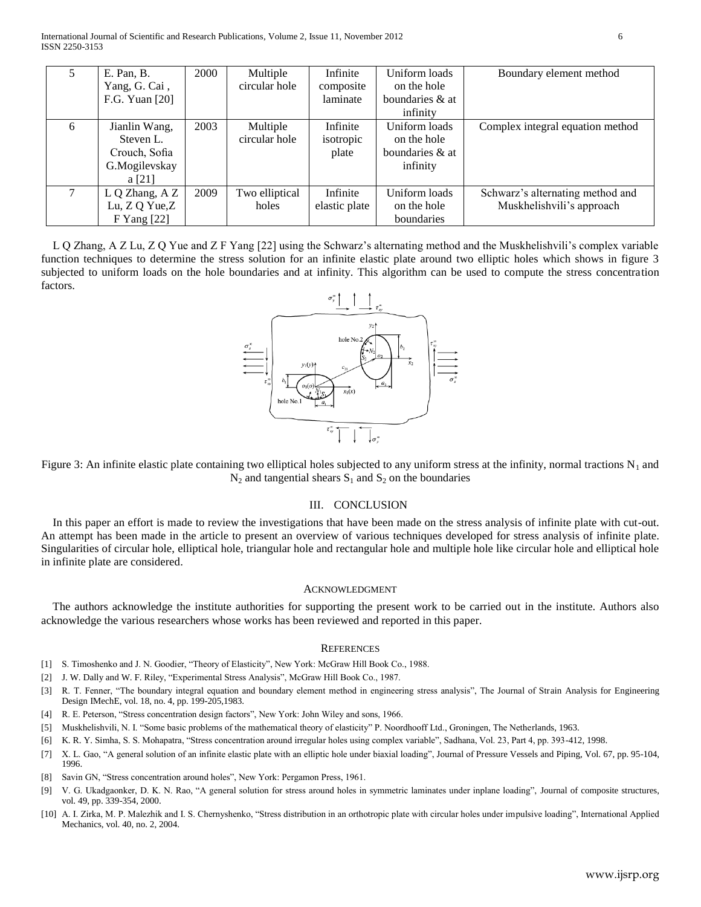| 5 | E. Pan, B. Yang, G. Cai , F.G. Yuan [20] | 2000 | Multiple circular hole | Infinite composite laminate | Uniform loads on the hole boundaries & at infinity | Boundary element method |
|---|---|---|---|---|---|---|
| 6 | Jianlin Wang, Steven L. Crouch, Sofia G.Mogilevskay a [21] | 2003 | Multiple circular hole | Infinite isotropic plate | Uniform loads on the hole boundaries & at infinity | Complex integral equation method |
| 7 | L Q Zhang, A Z Lu, Z Q Yue,Z F Yang [22] | 2009 | Two elliptical holes | Infinite elastic plate | Uniform loads on the hole boundaries | Schwarz's alternating method and Muskhelishvili's approach |

L Q Zhang, A Z Lu, Z Q Yue and Z F Yang [22] using the Schwarz's alternating method and the Muskhelishvili's complex variable function techniques to determine the stress solution for an infinite elastic plate around two elliptic holes which shows in figure 3 subjected to uniform loads on the hole boundaries and at infinity. This algorithm can be used to compute the stress concentration factors.

Figure 3: An infinite elastic plate containing two elliptical holes subjected to any uniform stress at the infinity, normal tractions $N_1$ and $N_2$ and tangential shears $S_1$ and $S_2$ on the boundaries

## III. CONCLUSION

In this paper an effort is made to review the investigations that have been made on the stress analysis of infinite plate with cut-out. An attempt has been made in the article to present an overview of various techniques developed for stress analysis of infinite plate. Singularities of circular hole, elliptical hole, triangular hole and rectangular hole and multiple hole like circular hole and elliptical hole in infinite plate are considered.

## ACKNOWLEDGMENT

The authors acknowledge the institute authorities for supporting the present work to be carried out in the institute. Authors also acknowledge the various researchers whose works has been reviewed and reported in this paper.

## REFERENCES

[1] S. Timoshenko and J. N. Goodier, "Theory of Elasticity", New York: McGraw Hill Book Co., 1988.

[2] J. W. Dally and W. F. Riley, "Experimental Stress Analysis", McGraw Hill Book Co., 1987.

[3] R. T. Fenner, "The boundary integral equation and boundary element method in engineering stress analysis", The Journal of Strain Analysis for Engineering Design IMechE, vol. 18, no. 4, pp. 199-205,1983.

[4] R. E. Peterson, "Stress concentration design factors", New York: John Wiley and sons, 1966.

[5] Muskhelishvili, N. I. "Some basic problems of the mathematical theory of elasticity" P. Noordhooff Ltd., Groningen, The Netherlands, 1963.

[6] K. R. Y. Simha, S. S. Mohapatra, "Stress concentration around irregular holes using complex variable", Sadhana, Vol. 23, Part 4, pp. 393-412, 1998.

[7] X. L. Gao, "A general solution of an infinite elastic plate with an elliptic hole under biaxial loading", Journal of Pressure Vessels and Piping, Vol. 67, pp. 95-104, 1996.

[8] Savin GN, "Stress concentration around holes", New York: Pergamon Press, 1961.

[9] V. G. Ukadgaonker, D. K. N. Rao, "A general solution for stress around holes in symmetric laminates under inplane loading", Journal of composite structures, vol. 49, pp. 339-354, 2000.

[10] A. I. Zirka, M. P. Malezhik and I. S. Chernyshenko, "Stress distribution in an orthotropic plate with circular holes under impulsive loading", International Applied Mechanics, vol. 40, no. 2, 2004.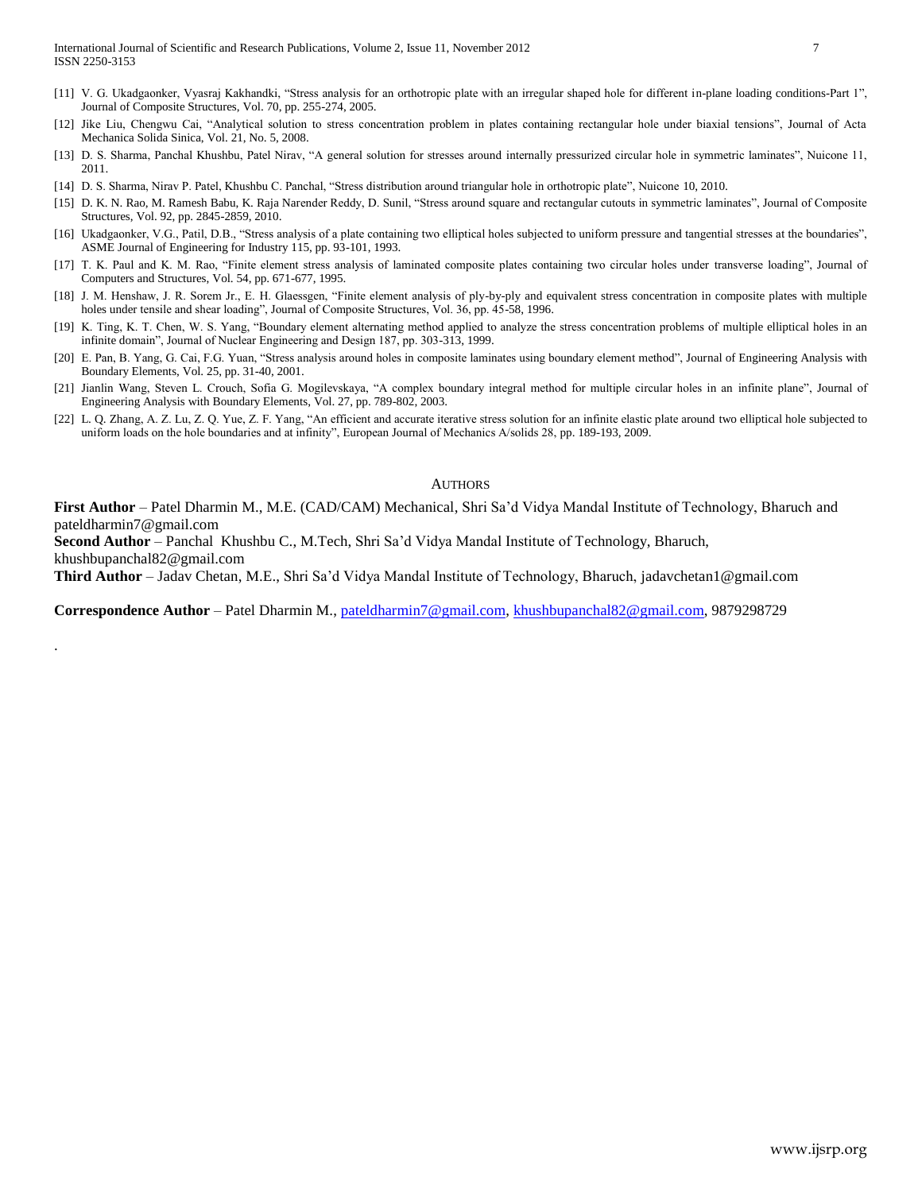[11] V. G. Ukadgaonker, Vyasraj Kakhandki, "Stress analysis for an orthotropic plate with an irregular shaped hole for different in-plane loading conditions-Part 1", Journal of Composite Structures, Vol. 70, pp. 255-274, 2005.

[12] Jike Liu, Chengwu Cai, "Analytical solution to stress concentration problem in plates containing rectangular hole under biaxial tensions", Journal of Acta Mechanica Solida Sinica, Vol. 21, No. 5, 2008.

[13] D. S. Sharma, Panchal Khushbu, Patel Nirav, "A general solution for stresses around internally pressurized circular hole in symmetric laminates", Nuicone 11, 2011.

[14] D. S. Sharma, Nirav P. Patel, Khushbu C. Panchal, "Stress distribution around triangular hole in orthotropic plate", Nuicone 10, 2010.

[15] D. K. N. Rao, M. Ramesh Babu, K. Raja Narender Reddy, D. Sunil, "Stress around square and rectangular cutouts in symmetric laminates", Journal of Composite Structures, Vol. 92, pp. 2845-2859, 2010.

[16] Ukadgaonker, V.G., Patil, D.B., "Stress analysis of a plate containing two elliptical holes subjected to uniform pressure and tangential stresses at the boundaries", ASME Journal of Engineering for Industry 115, pp. 93-101, 1993.

[17] T. K. Paul and K. M. Rao, "Finite element stress analysis of laminated composite plates containing two circular holes under transverse loading", Journal of Computers and Structures, Vol. 54, pp. 671-677, 1995.

[18] J. M. Henshaw, J. R. Sorem Jr., E. H. Glaessgen, "Finite element analysis of ply-by-ply and equivalent stress concentration in composite plates with multiple holes under tensile and shear loading", Journal of Composite Structures, Vol. 36, pp. 45-58, 1996.

[19] K. Ting, K. T. Chen, W. S. Yang, "Boundary element alternating method applied to analyze the stress concentration problems of multiple elliptical holes in an infinite domain", Journal of Nuclear Engineering and Design 187, pp. 303-313, 1999.

[20] E. Pan, B. Yang, G. Cai, F.G. Yuan, "Stress analysis around holes in composite laminates using boundary element method", Journal of Engineering Analysis with Boundary Elements, Vol. 25, pp. 31-40, 2001.

[21] Jianlin Wang, Steven L. Crouch, Sofia G. Mogilevskaya, "A complex boundary integral method for multiple circular holes in an infinite plane", Journal of Engineering Analysis with Boundary Elements, Vol. 27, pp. 789-802, 2003.

[22] L. Q. Zhang, A. Z. Lu, Z. Q. Yue, Z. F. Yang, "An efficient and accurate iterative stress solution for an infinite elastic plate around two elliptical hole subjected to uniform loads on the hole boundaries and at infinity", European Journal of Mechanics A/solids 28, pp. 189-193, 2009.

## AUTHORS

**First Author** – Patel Dharmin M., M.E. (CAD/CAM) Mechanical, Shri Sa'd Vidya Mandal Institute of Technology, Bharuch and pateldharmin7@gmail.com

**Second Author** – Panchal Khushbu C., M.Tech, Shri Sa'd Vidya Mandal Institute of Technology, Bharuch, khushbupanchal82@gmail.com

**Third Author** – Jadav Chetan, M.E., Shri Sa'd Vidya Mandal Institute of Technology, Bharuch, jadavchetan1@gmail.com

**Correspondence Author** – Patel Dharmin M., pateldharmin7@gmail.com, khushbupanchal82@gmail.com, 9879298729

.